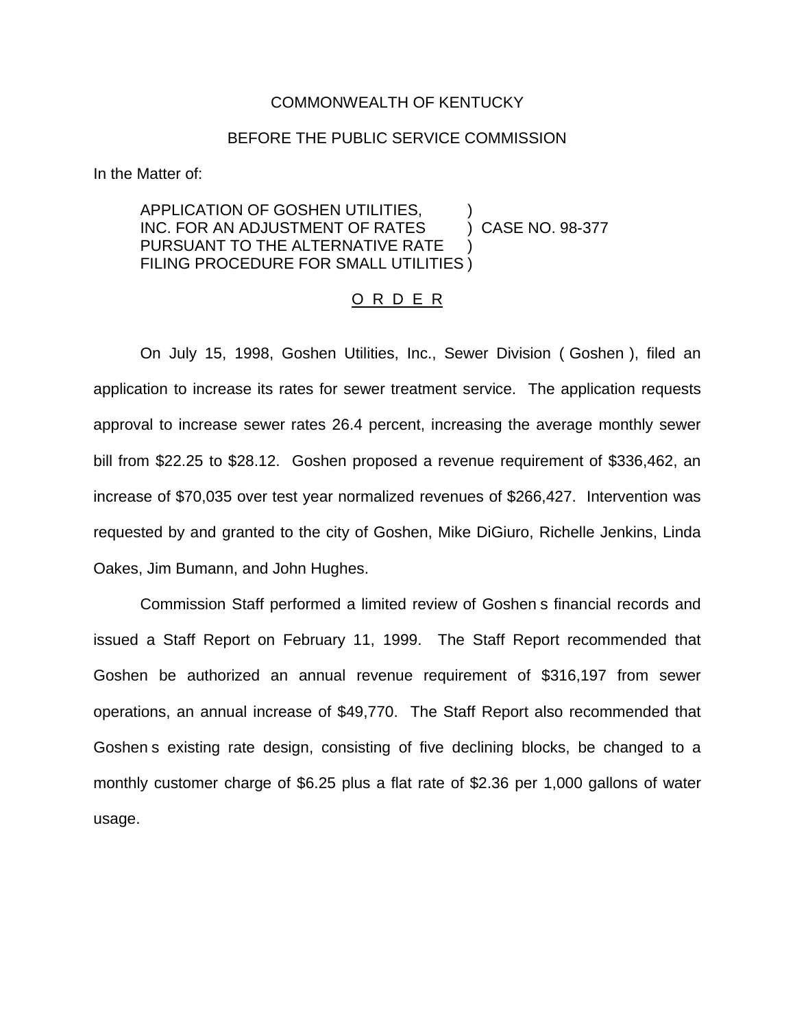COMMONWEALTH OF KENTUCKY

BEFORE THE PUBLIC SERVICE COMMISSION

In the Matter of:

APPLICATION OF GOSHEN UTILITIES, INC. FOR AN ADJUSTMENT OF RATES PURSUANT TO THE ALTERNATIVE RATE FILING PROCEDURE FOR SMALL UTILITIES ) CASE NO. 98-377

O R D E R

On July 15, 1998, Goshen Utilities, Inc., Sewer Division ( Goshen ), filed an application to increase its rates for sewer treatment service. The application requests approval to increase sewer rates 26.4 percent, increasing the average monthly sewer bill from $22.25 to $28.12. Goshen proposed a revenue requirement of $336,462, an increase of $70,035 over test year normalized revenues of $266,427. Intervention was requested by and granted to the city of Goshen, Mike DiGiuro, Richelle Jenkins, Linda Oakes, Jim Bumann, and John Hughes.

Commission Staff performed a limited review of Goshen s financial records and issued a Staff Report on February 11, 1999. The Staff Report recommended that Goshen be authorized an annual revenue requirement of $316,197 from sewer operations, an annual increase of $49,770. The Staff Report also recommended that Goshen s existing rate design, consisting of five declining blocks, be changed to a monthly customer charge of $6.25 plus a flat rate of $2.36 per 1,000 gallons of water usage.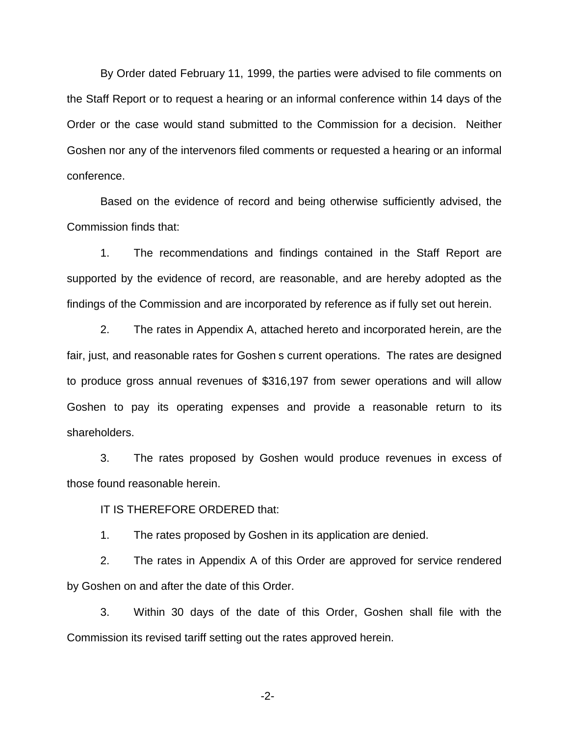By Order dated February 11, 1999, the parties were advised to file comments on the Staff Report or to request a hearing or an informal conference within 14 days of the Order or the case would stand submitted to the Commission for a decision. Neither Goshen nor any of the intervenors filed comments or requested a hearing or an informal conference.

Based on the evidence of record and being otherwise sufficiently advised, the Commission finds that:

1. The recommendations and findings contained in the Staff Report are supported by the evidence of record, are reasonable, and are hereby adopted as the findings of the Commission and are incorporated by reference as if fully set out herein.

2. The rates in Appendix A, attached hereto and incorporated herein, are the fair, just, and reasonable rates for Goshen s current operations. The rates are designed to produce gross annual revenues of $316,197 from sewer operations and will allow Goshen to pay its operating expenses and provide a reasonable return to its shareholders.

3. The rates proposed by Goshen would produce revenues in excess of those found reasonable herein.

IT IS THEREFORE ORDERED that:

1. The rates proposed by Goshen in its application are denied.

2. The rates in Appendix A of this Order are approved for service rendered by Goshen on and after the date of this Order.

3. Within 30 days of the date of this Order, Goshen shall file with the Commission its revised tariff setting out the rates approved herein.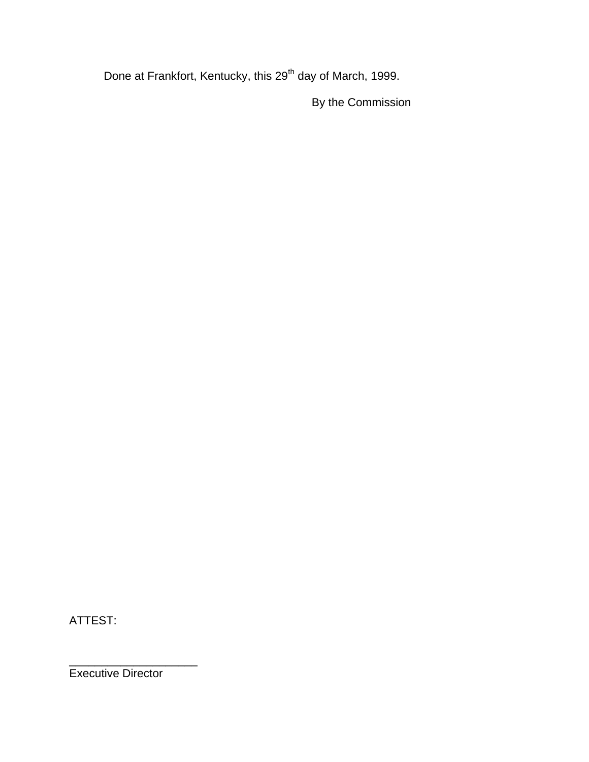Done at Frankfort, Kentucky, this 29th day of March, 1999.

By the Commission

ATTEST:

____________________
Executive Director